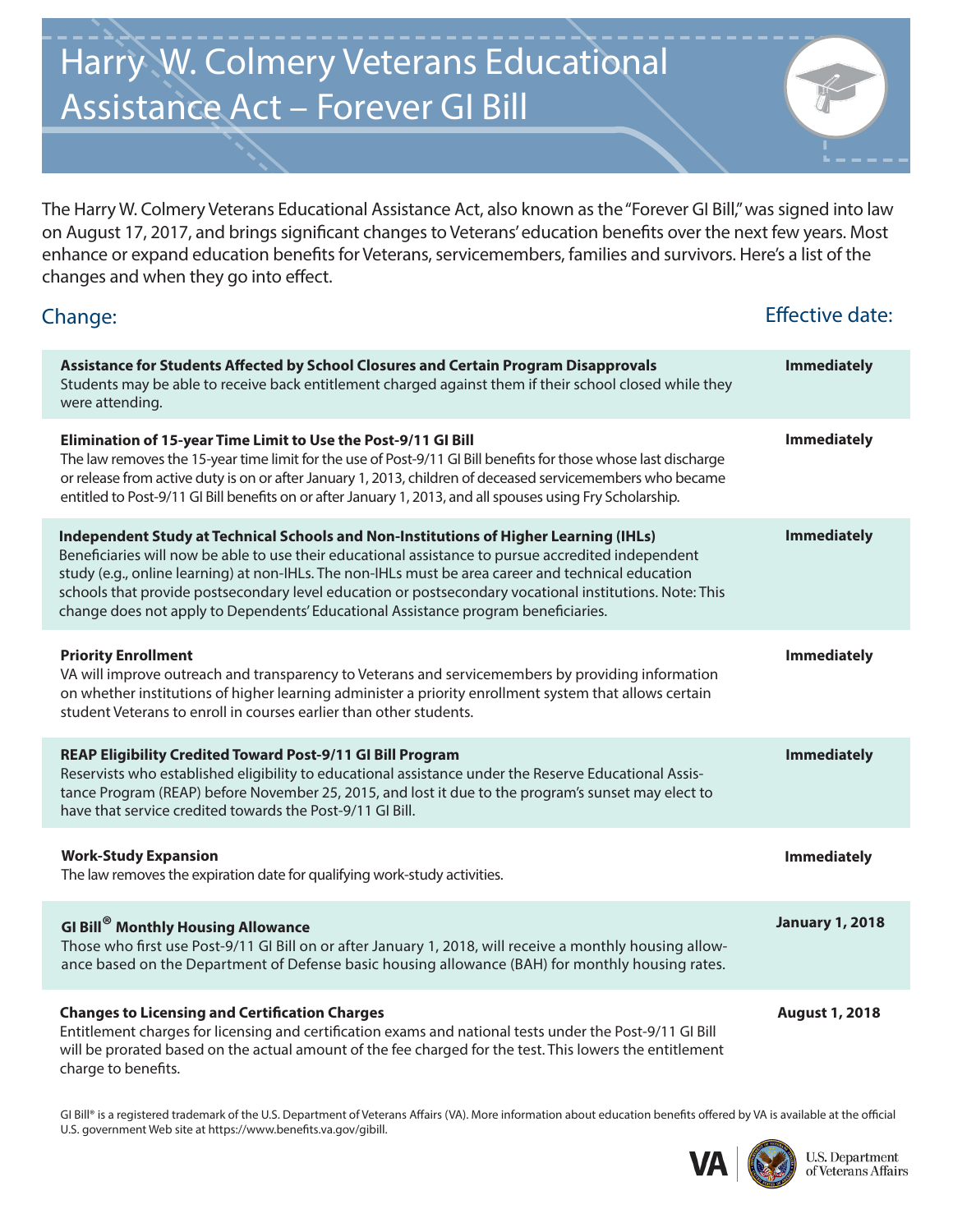# Harry W. Colmery Veterans Educational Assistance Act – Forever GI Bill

The Harry W. Colmery Veterans Educational Assistance Act, also known as the "Forever GI Bill," was signed into law on August 17, 2017, and brings significant changes to Veterans' education benefits over the next few years. Most enhance or expand education benefits for Veterans, servicemembers, families and survivors. Here's a list of the changes and when they go into effect.

| Change: | Effective date: |
|---|---|
| **Assistance for Students Affected by School Closures and Certain Program Disapprovals**<br>Students may be able to receive back entitlement charged against them if their school closed while they were attending. | **Immediately** |
| **Elimination of 15-year Time Limit to Use the Post-9/11 GI Bill**<br>The law removes the 15-year time limit for the use of Post-9/11 GI Bill benefits for those whose last discharge or release from active duty is on or after January 1, 2013, children of deceased servicemembers who became entitled to Post-9/11 GI Bill benefits on or after January 1, 2013, and all spouses using Fry Scholarship. | **Immediately** |
| **Independent Study at Technical Schools and Non-Institutions of Higher Learning (IHLs)**<br>Beneficiaries will now be able to use their educational assistance to pursue accredited independent study (e.g., online learning) at non-IHLs. The non-IHLs must be area career and technical education schools that provide postsecondary level education or postsecondary vocational institutions. Note: This change does not apply to Dependents' Educational Assistance program beneficiaries. | **Immediately** |
| **Priority Enrollment**<br>VA will improve outreach and transparency to Veterans and servicemembers by providing information on whether institutions of higher learning administer a priority enrollment system that allows certain student Veterans to enroll in courses earlier than other students. | **Immediately** |
| **REAP Eligibility Credited Toward Post-9/11 GI Bill Program**<br>Reservists who established eligibility to educational assistance under the Reserve Educational Assistance Program (REAP) before November 25, 2015, and lost it due to the program's sunset may elect to have that service credited towards the Post-9/11 GI Bill. | **Immediately** |
| **Work-Study Expansion**<br>The law removes the expiration date for qualifying work-study activities. | **Immediately** |
| **GI Bill® Monthly Housing Allowance**<br>Those who first use Post-9/11 GI Bill on or after January 1, 2018, will receive a monthly housing allowance based on the Department of Defense basic housing allowance (BAH) for monthly housing rates. | **January 1, 2018** |
| **Changes to Licensing and Certification Charges**<br>Entitlement charges for licensing and certification exams and national tests under the Post-9/11 GI Bill will be prorated based on the actual amount of the fee charged for the test. This lowers the entitlement charge to benefits. | **August 1, 2018** |

GI Bill® is a registered trademark of the U.S. Department of Veterans Affairs (VA). More information about education benefits offered by VA is available at the official U.S. government Web site at https://www.benefits.va.gov/gibill.

VA | U.S. Department of Veterans Affairs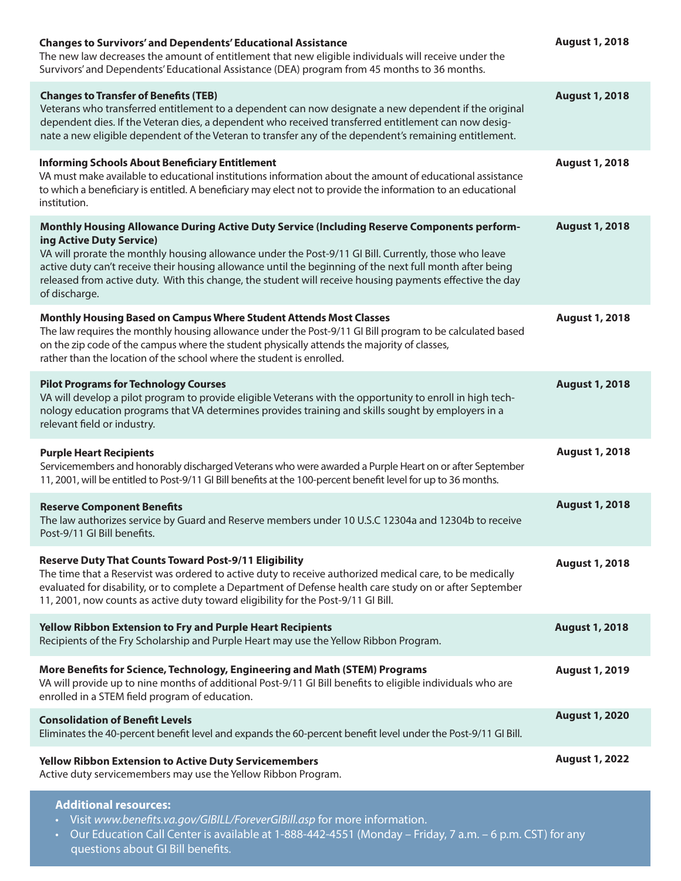| | |
|---|---|
| **Changes to Survivors' and Dependents' Educational Assistance**<br>The new law decreases the amount of entitlement that new eligible individuals will receive under the Survivors' and Dependents' Educational Assistance (DEA) program from 45 months to 36 months. | **August 1, 2018** |
| **Changes to Transfer of Benefits (TEB)**<br>Veterans who transferred entitlement to a dependent can now designate a new dependent if the original dependent dies. If the Veteran dies, a dependent who received transferred entitlement can now designate a new eligible dependent of the Veteran to transfer any of the dependent's remaining entitlement. | **August 1, 2018** |
| **Informing Schools About Beneficiary Entitlement**<br>VA must make available to educational institutions information about the amount of educational assistance to which a beneficiary is entitled. A beneficiary may elect not to provide the information to an educational institution. | **August 1, 2018** |
| **Monthly Housing Allowance During Active Duty Service (Including Reserve Components performing Active Duty Service)**<br>VA will prorate the monthly housing allowance under the Post-9/11 GI Bill. Currently, those who leave active duty can't receive their housing allowance until the beginning of the next full month after being released from active duty. With this change, the student will receive housing payments effective the day of discharge. | **August 1, 2018** |
| **Monthly Housing Based on Campus Where Student Attends Most Classes**<br>The law requires the monthly housing allowance under the Post-9/11 GI Bill program to be calculated based on the zip code of the campus where the student physically attends the majority of classes, rather than the location of the school where the student is enrolled. | **August 1, 2018** |
| **Pilot Programs for Technology Courses**<br>VA will develop a pilot program to provide eligible Veterans with the opportunity to enroll in high technology education programs that VA determines provides training and skills sought by employers in a relevant field or industry. | **August 1, 2018** |
| **Purple Heart Recipients**<br>Servicemembers and honorably discharged Veterans who were awarded a Purple Heart on or after September 11, 2001, will be entitled to Post-9/11 GI Bill benefits at the 100-percent benefit level for up to 36 months. | **August 1, 2018** |
| **Reserve Component Benefits**<br>The law authorizes service by Guard and Reserve members under 10 U.S.C 12304a and 12304b to receive Post-9/11 GI Bill benefits. | **August 1, 2018** |
| **Reserve Duty That Counts Toward Post-9/11 Eligibility**<br>The time that a Reservist was ordered to active duty to receive authorized medical care, to be medically evaluated for disability, or to complete a Department of Defense health care study on or after September 11, 2001, now counts as active duty toward eligibility for the Post-9/11 GI Bill. | **August 1, 2018** |
| **Yellow Ribbon Extension to Fry and Purple Heart Recipients**<br>Recipients of the Fry Scholarship and Purple Heart may use the Yellow Ribbon Program. | **August 1, 2018** |
| **More Benefits for Science, Technology, Engineering and Math (STEM) Programs**<br>VA will provide up to nine months of additional Post-9/11 GI Bill benefits to eligible individuals who are enrolled in a STEM field program of education. | **August 1, 2019** |
| **Consolidation of Benefit Levels**<br>Eliminates the 40-percent benefit level and expands the 60-percent benefit level under the Post-9/11 GI Bill. | **August 1, 2020** |
| **Yellow Ribbon Extension to Active Duty Servicemembers**<br>Active duty servicemembers may use the Yellow Ribbon Program. | **August 1, 2022** |

**Additional resources:**

- Visit *www.benefits.va.gov/GIBILL/ForeverGIBill.asp* for more information.
- Our Education Call Center is available at 1-888-442-4551 (Monday – Friday, 7 a.m. – 6 p.m. CST) for any questions about GI Bill benefits.